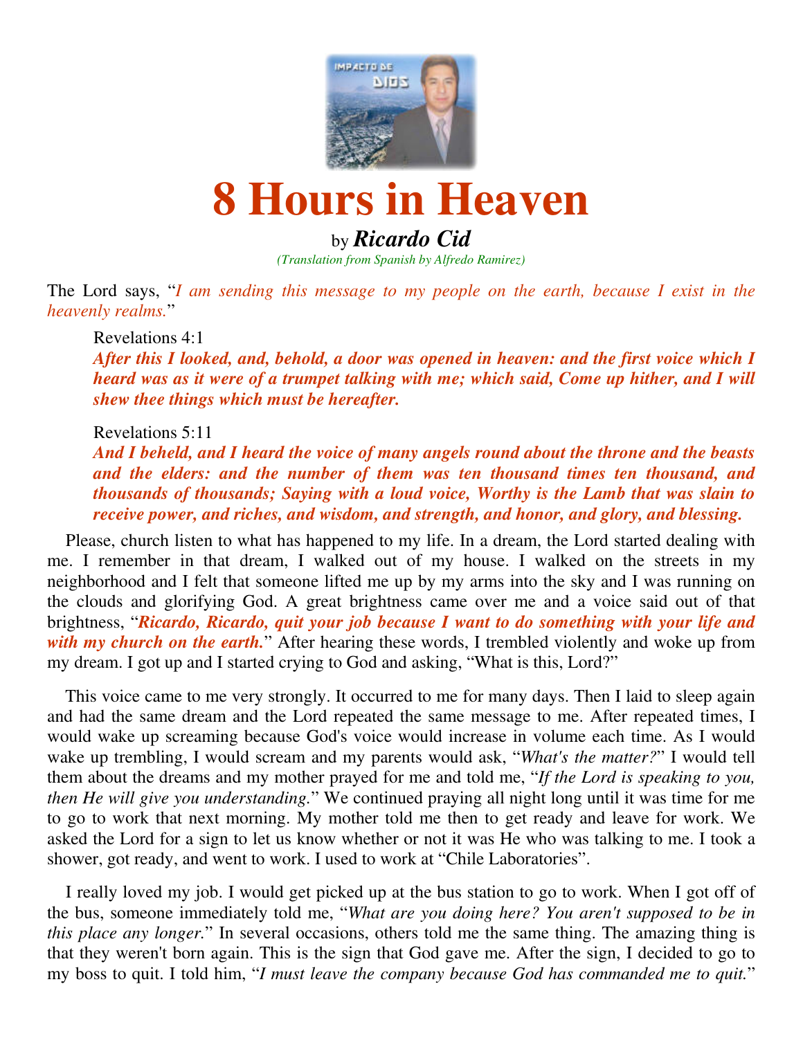# 8 Hours in Heaven

by ***Ricardo Cid***

*(Translation from Spanish by Alfredo Ramirez)*

The Lord says, "*I am sending this message to my people on the earth, because I exist in the heavenly realms.*"

> Revelations 4:1
> ***After this I looked, and, behold, a door was opened in heaven: and the first voice which I heard was as it were of a trumpet talking with me; which said, Come up hither, and I will shew thee things which must be hereafter.***

> Revelations 5:11
> ***And I beheld, and I heard the voice of many angels round about the throne and the beasts and the elders: and the number of them was ten thousand times ten thousand, and thousands of thousands; Saying with a loud voice, Worthy is the Lamb that was slain to receive power, and riches, and wisdom, and strength, and honor, and glory, and blessing.***

Please, church listen to what has happened to my life. In a dream, the Lord started dealing with me. I remember in that dream, I walked out of my house. I walked on the streets in my neighborhood and I felt that someone lifted me up by my arms into the sky and I was running on the clouds and glorifying God. A great brightness came over me and a voice said out of that brightness, "***Ricardo, Ricardo, quit your job because I want to do something with your life and with my church on the earth.***" After hearing these words, I trembled violently and woke up from my dream. I got up and I started crying to God and asking, "What is this, Lord?"

This voice came to me very strongly. It occurred to me for many days. Then I laid to sleep again and had the same dream and the Lord repeated the same message to me. After repeated times, I would wake up screaming because God's voice would increase in volume each time. As I would wake up trembling, I would scream and my parents would ask, "*What's the matter?*" I would tell them about the dreams and my mother prayed for me and told me, "*If the Lord is speaking to you, then He will give you understanding.*" We continued praying all night long until it was time for me to go to work that next morning. My mother told me then to get ready and leave for work. We asked the Lord for a sign to let us know whether or not it was He who was talking to me. I took a shower, got ready, and went to work. I used to work at "Chile Laboratories".

I really loved my job. I would get picked up at the bus station to go to work. When I got off of the bus, someone immediately told me, "*What are you doing here? You aren't supposed to be in this place any longer.*" In several occasions, others told me the same thing. The amazing thing is that they weren't born again. This is the sign that God gave me. After the sign, I decided to go to my boss to quit. I told him, "*I must leave the company because God has commanded me to quit.*"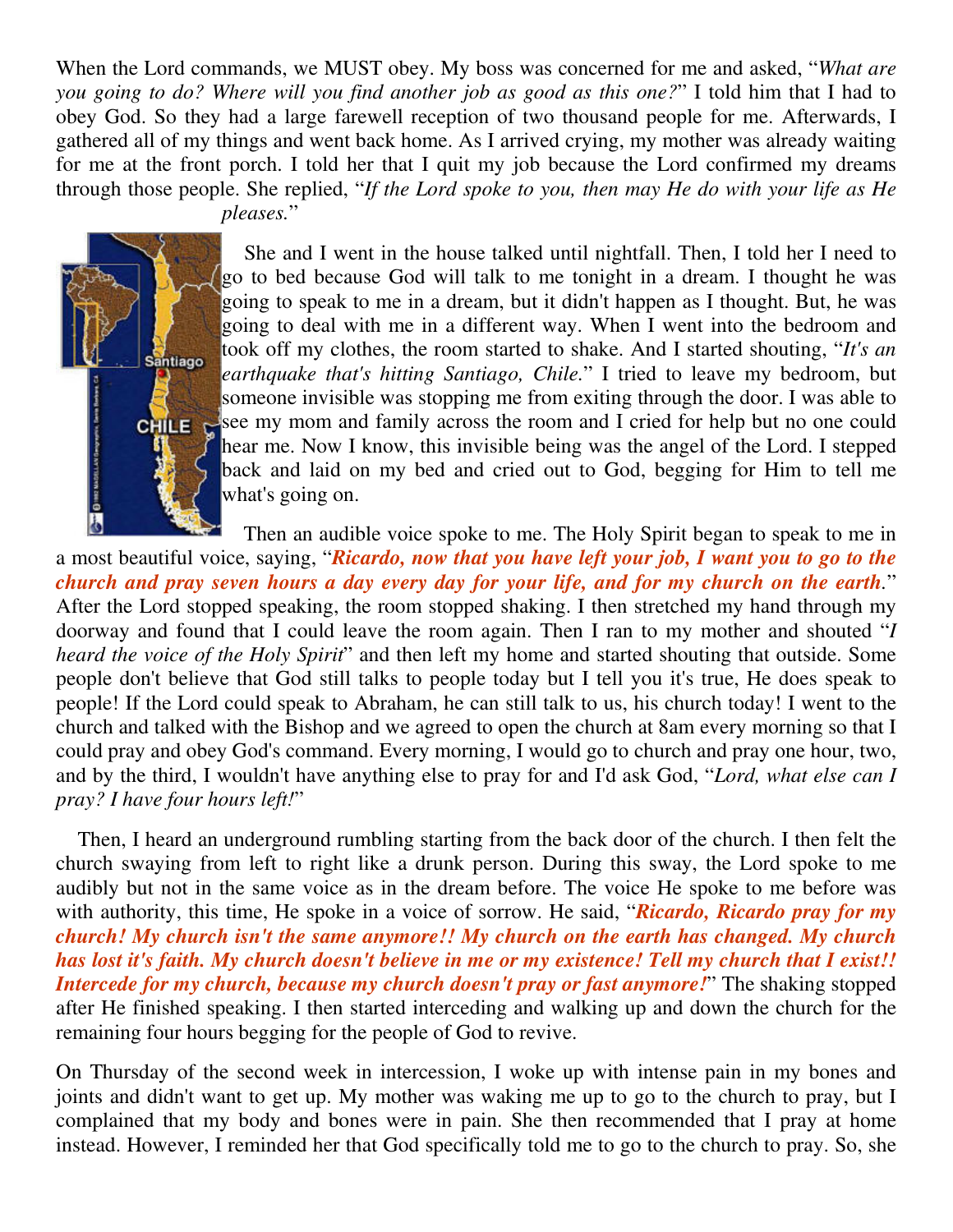When the Lord commands, we MUST obey. My boss was concerned for me and asked, "*What are you going to do? Where will you find another job as good as this one?*" I told him that I had to obey God. So they had a large farewell reception of two thousand people for me. Afterwards, I gathered all of my things and went back home. As I arrived crying, my mother was already waiting for me at the front porch. I told her that I quit my job because the Lord confirmed my dreams through those people. She replied, "*If the Lord spoke to you, then may He do with your life as He pleases.*"

She and I went in the house talked until nightfall. Then, I told her I need to go to bed because God will talk to me tonight in a dream. I thought he was going to speak to me in a dream, but it didn't happen as I thought. But, he was going to deal with me in a different way. When I went into the bedroom and took off my clothes, the room started to shake. And I started shouting, "*It's an earthquake that's hitting Santiago, Chile.*" I tried to leave my bedroom, but someone invisible was stopping me from exiting through the door. I was able to see my mom and family across the room and I cried for help but no one could hear me. Now I know, this invisible being was the angel of the Lord. I stepped back and laid on my bed and cried out to God, begging for Him to tell me what's going on.

Then an audible voice spoke to me. The Holy Spirit began to speak to me in a most beautiful voice, saying, "***Ricardo, now that you have left your job, I want you to go to the church and pray seven hours a day every day for your life, and for my church on the earth***." After the Lord stopped speaking, the room stopped shaking. I then stretched my hand through my doorway and found that I could leave the room again. Then I ran to my mother and shouted "*I heard the voice of the Holy Spirit*" and then left my home and started shouting that outside. Some people don't believe that God still talks to people today but I tell you it's true, He does speak to people! If the Lord could speak to Abraham, he can still talk to us, his church today! I went to the church and talked with the Bishop and we agreed to open the church at 8am every morning so that I could pray and obey God's command. Every morning, I would go to church and pray one hour, two, and by the third, I wouldn't have anything else to pray for and I'd ask God, "*Lord, what else can I pray? I have four hours left!*"

Then, I heard an underground rumbling starting from the back door of the church. I then felt the church swaying from left to right like a drunk person. During this sway, the Lord spoke to me audibly but not in the same voice as in the dream before. The voice He spoke to me before was with authority, this time, He spoke in a voice of sorrow. He said, "***Ricardo, Ricardo pray for my church! My church isn't the same anymore!! My church on the earth has changed. My church has lost it's faith. My church doesn't believe in me or my existence! Tell my church that I exist!! Intercede for my church, because my church doesn't pray or fast anymore!***" The shaking stopped after He finished speaking. I then started interceding and walking up and down the church for the remaining four hours begging for the people of God to revive.

On Thursday of the second week in intercession, I woke up with intense pain in my bones and joints and didn't want to get up. My mother was waking me up to go to the church to pray, but I complained that my body and bones were in pain. She then recommended that I pray at home instead. However, I reminded her that God specifically told me to go to the church to pray. So, she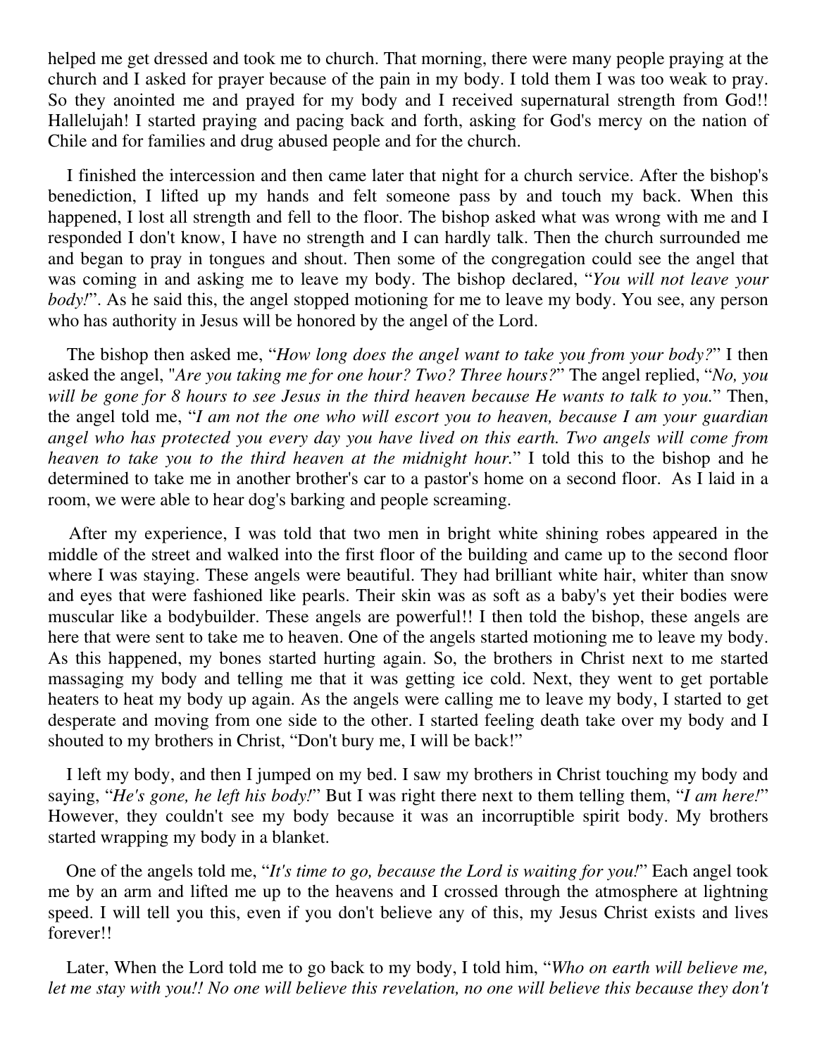helped me get dressed and took me to church. That morning, there were many people praying at the church and I asked for prayer because of the pain in my body. I told them I was too weak to pray. So they anointed me and prayed for my body and I received supernatural strength from God!! Hallelujah! I started praying and pacing back and forth, asking for God's mercy on the nation of Chile and for families and drug abused people and for the church.

I finished the intercession and then came later that night for a church service. After the bishop's benediction, I lifted up my hands and felt someone pass by and touch my back. When this happened, I lost all strength and fell to the floor. The bishop asked what was wrong with me and I responded I don't know, I have no strength and I can hardly talk. Then the church surrounded me and began to pray in tongues and shout. Then some of the congregation could see the angel that was coming in and asking me to leave my body. The bishop declared, "*You will not leave your body!*". As he said this, the angel stopped motioning for me to leave my body. You see, any person who has authority in Jesus will be honored by the angel of the Lord.

The bishop then asked me, "*How long does the angel want to take you from your body?*" I then asked the angel, "*Are you taking me for one hour? Two? Three hours?*" The angel replied, "*No, you will be gone for 8 hours to see Jesus in the third heaven because He wants to talk to you.*" Then, the angel told me, "*I am not the one who will escort you to heaven, because I am your guardian angel who has protected you every day you have lived on this earth. Two angels will come from heaven to take you to the third heaven at the midnight hour.*" I told this to the bishop and he determined to take me in another brother's car to a pastor's home on a second floor. As I laid in a room, we were able to hear dog's barking and people screaming.

After my experience, I was told that two men in bright white shining robes appeared in the middle of the street and walked into the first floor of the building and came up to the second floor where I was staying. These angels were beautiful. They had brilliant white hair, whiter than snow and eyes that were fashioned like pearls. Their skin was as soft as a baby's yet their bodies were muscular like a bodybuilder. These angels are powerful!! I then told the bishop, these angels are here that were sent to take me to heaven. One of the angels started motioning me to leave my body. As this happened, my bones started hurting again. So, the brothers in Christ next to me started massaging my body and telling me that it was getting ice cold. Next, they went to get portable heaters to heat my body up again. As the angels were calling me to leave my body, I started to get desperate and moving from one side to the other. I started feeling death take over my body and I shouted to my brothers in Christ, "Don't bury me, I will be back!"

I left my body, and then I jumped on my bed. I saw my brothers in Christ touching my body and saying, "*He's gone, he left his body!*" But I was right there next to them telling them, "*I am here!*" However, they couldn't see my body because it was an incorruptible spirit body. My brothers started wrapping my body in a blanket.

One of the angels told me, "*It's time to go, because the Lord is waiting for you!*" Each angel took me by an arm and lifted me up to the heavens and I crossed through the atmosphere at lightning speed. I will tell you this, even if you don't believe any of this, my Jesus Christ exists and lives forever!!

Later, When the Lord told me to go back to my body, I told him, "*Who on earth will believe me, let me stay with you!! No one will believe this revelation, no one will believe this because they don't*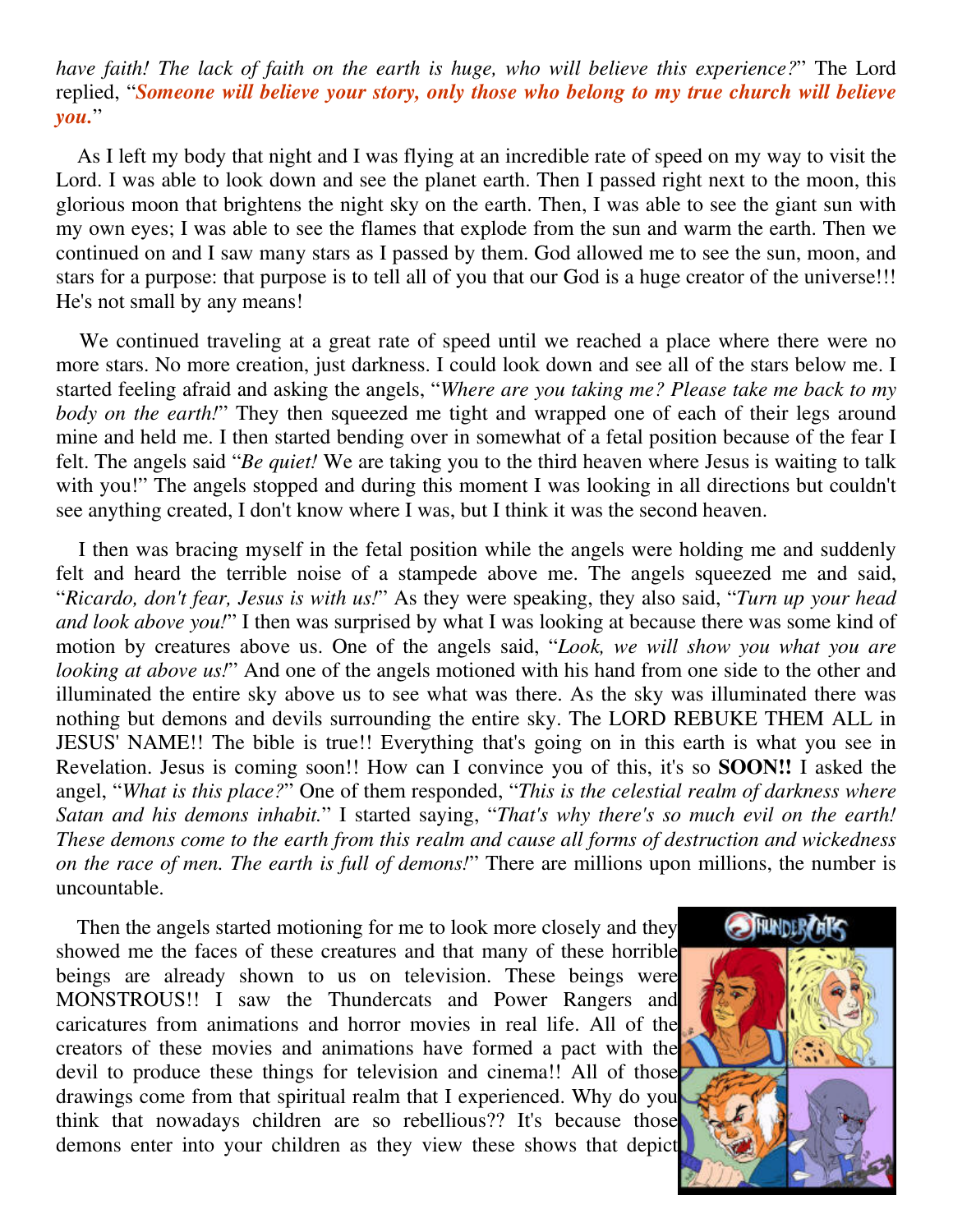*have faith! The lack of faith on the earth is huge, who will believe this experience?*" The Lord replied, "***Someone will believe your story, only those who belong to my true church will believe you.***"

As I left my body that night and I was flying at an incredible rate of speed on my way to visit the Lord. I was able to look down and see the planet earth. Then I passed right next to the moon, this glorious moon that brightens the night sky on the earth. Then, I was able to see the giant sun with my own eyes; I was able to see the flames that explode from the sun and warm the earth. Then we continued on and I saw many stars as I passed by them. God allowed me to see the sun, moon, and stars for a purpose: that purpose is to tell all of you that our God is a huge creator of the universe!!! He's not small by any means!

We continued traveling at a great rate of speed until we reached a place where there were no more stars. No more creation, just darkness. I could look down and see all of the stars below me. I started feeling afraid and asking the angels, "*Where are you taking me? Please take me back to my body on the earth!*" They then squeezed me tight and wrapped one of each of their legs around mine and held me. I then started bending over in somewhat of a fetal position because of the fear I felt. The angels said "*Be quiet!* We are taking you to the third heaven where Jesus is waiting to talk with you!" The angels stopped and during this moment I was looking in all directions but couldn't see anything created, I don't know where I was, but I think it was the second heaven.

I then was bracing myself in the fetal position while the angels were holding me and suddenly felt and heard the terrible noise of a stampede above me. The angels squeezed me and said, "*Ricardo, don't fear, Jesus is with us!*" As they were speaking, they also said, "*Turn up your head and look above you!*" I then was surprised by what I was looking at because there was some kind of motion by creatures above us. One of the angels said, "*Look, we will show you what you are looking at above us!*" And one of the angels motioned with his hand from one side to the other and illuminated the entire sky above us to see what was there. As the sky was illuminated there was nothing but demons and devils surrounding the entire sky. The LORD REBUKE THEM ALL in JESUS' NAME!! The bible is true!! Everything that's going on in this earth is what you see in Revelation. Jesus is coming soon!! How can I convince you of this, it's so **SOON!!** I asked the angel, "*What is this place?*" One of them responded, "*This is the celestial realm of darkness where Satan and his demons inhabit.*" I started saying, "*That's why there's so much evil on the earth! These demons come to the earth from this realm and cause all forms of destruction and wickedness on the race of men. The earth is full of demons!*" There are millions upon millions, the number is uncountable.

Then the angels started motioning for me to look more closely and they showed me the faces of these creatures and that many of these horrible beings are already shown to us on television. These beings were MONSTROUS!! I saw the Thundercats and Power Rangers and caricatures from animations and horror movies in real life. All of the creators of these movies and animations have formed a pact with the devil to produce these things for television and cinema!! All of those drawings come from that spiritual realm that I experienced. Why do you think that nowadays children are so rebellious?? It's because those demons enter into your children as they view these shows that depict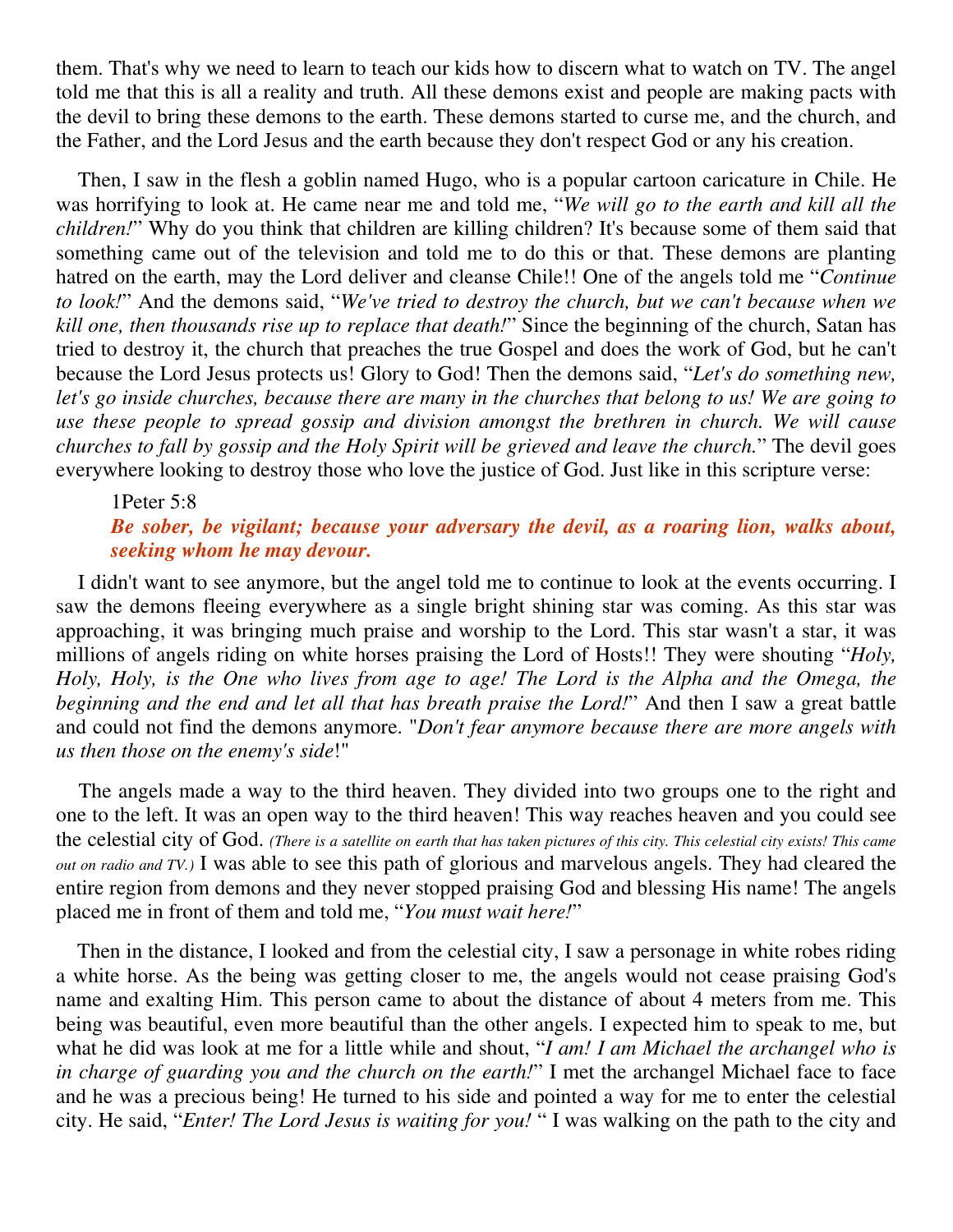them. That's why we need to learn to teach our kids how to discern what to watch on TV. The angel told me that this is all a reality and truth. All these demons exist and people are making pacts with the devil to bring these demons to the earth. These demons started to curse me, and the church, and the Father, and the Lord Jesus and the earth because they don't respect God or any his creation.

Then, I saw in the flesh a goblin named Hugo, who is a popular cartoon caricature in Chile. He was horrifying to look at. He came near me and told me, "*We will go to the earth and kill all the children!*" Why do you think that children are killing children? It's because some of them said that something came out of the television and told me to do this or that. These demons are planting hatred on the earth, may the Lord deliver and cleanse Chile!! One of the angels told me "*Continue to look!*" And the demons said, "*We've tried to destroy the church, but we can't because when we kill one, then thousands rise up to replace that death!*" Since the beginning of the church, Satan has tried to destroy it, the church that preaches the true Gospel and does the work of God, but he can't because the Lord Jesus protects us! Glory to God! Then the demons said, "*Let's do something new, let's go inside churches, because there are many in the churches that belong to us! We are going to use these people to spread gossip and division amongst the brethren in church. We will cause churches to fall by gossip and the Holy Spirit will be grieved and leave the church.*" The devil goes everywhere looking to destroy those who love the justice of God. Just like in this scripture verse:

> 1Peter 5:8
> ***Be sober, be vigilant; because your adversary the devil, as a roaring lion, walks about, seeking whom he may devour.***

I didn't want to see anymore, but the angel told me to continue to look at the events occurring. I saw the demons fleeing everywhere as a single bright shining star was coming. As this star was approaching, it was bringing much praise and worship to the Lord. This star wasn't a star, it was millions of angels riding on white horses praising the Lord of Hosts!! They were shouting "*Holy, Holy, Holy, is the One who lives from age to age! The Lord is the Alpha and the Omega, the beginning and the end and let all that has breath praise the Lord!*" And then I saw a great battle and could not find the demons anymore. "*Don't fear anymore because there are more angels with us then those on the enemy's side*!"

The angels made a way to the third heaven. They divided into two groups one to the right and one to the left. It was an open way to the third heaven! This way reaches heaven and you could see the celestial city of God. *(There is a satellite on earth that has taken pictures of this city. This celestial city exists! This came out on radio and TV.)* I was able to see this path of glorious and marvelous angels. They had cleared the entire region from demons and they never stopped praising God and blessing His name! The angels placed me in front of them and told me, "*You must wait here!*"

Then in the distance, I looked and from the celestial city, I saw a personage in white robes riding a white horse. As the being was getting closer to me, the angels would not cease praising God's name and exalting Him. This person came to about the distance of about 4 meters from me. This being was beautiful, even more beautiful than the other angels. I expected him to speak to me, but what he did was look at me for a little while and shout, "*I am! I am Michael the archangel who is in charge of guarding you and the church on the earth!*" I met the archangel Michael face to face and he was a precious being! He turned to his side and pointed a way for me to enter the celestial city. He said, "*Enter! The Lord Jesus is waiting for you!* " I was walking on the path to the city and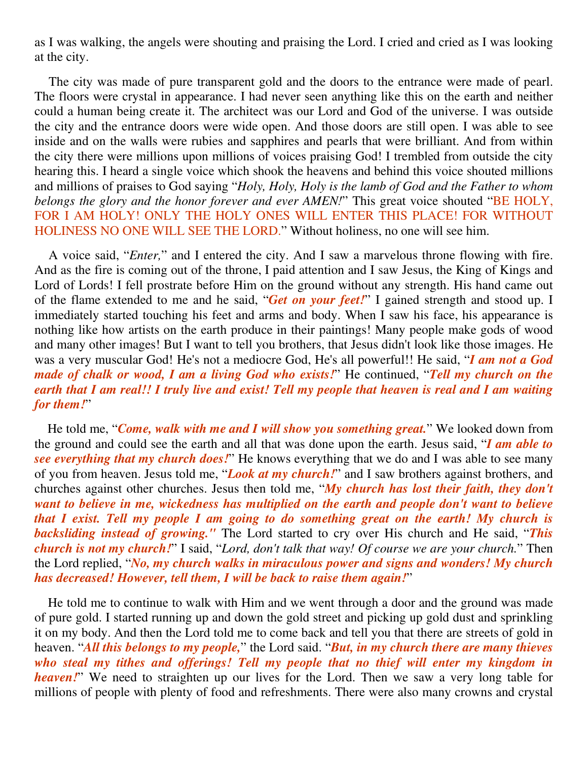as I was walking, the angels were shouting and praising the Lord. I cried and cried as I was looking at the city.

The city was made of pure transparent gold and the doors to the entrance were made of pearl. The floors were crystal in appearance. I had never seen anything like this on the earth and neither could a human being create it. The architect was our Lord and God of the universe. I was outside the city and the entrance doors were wide open. And those doors are still open. I was able to see inside and on the walls were rubies and sapphires and pearls that were brilliant. And from within the city there were millions upon millions of voices praising God! I trembled from outside the city hearing this. I heard a single voice which shook the heavens and behind this voice shouted millions and millions of praises to God saying "*Holy, Holy, Holy is the lamb of God and the Father to whom belongs the glory and the honor forever and ever AMEN!*" This great voice shouted "BE HOLY, FOR I AM HOLY! ONLY THE HOLY ONES WILL ENTER THIS PLACE! FOR WITHOUT HOLINESS NO ONE WILL SEE THE LORD." Without holiness, no one will see him.

A voice said, "*Enter,*" and I entered the city. And I saw a marvelous throne flowing with fire. And as the fire is coming out of the throne, I paid attention and I saw Jesus, the King of Kings and Lord of Lords! I fell prostrate before Him on the ground without any strength. His hand came out of the flame extended to me and he said, "***Get on your feet!***" I gained strength and stood up. I immediately started touching his feet and arms and body. When I saw his face, his appearance is nothing like how artists on the earth produce in their paintings! Many people make gods of wood and many other images! But I want to tell you brothers, that Jesus didn't look like those images. He was a very muscular God! He's not a mediocre God, He's all powerful!! He said, "***I am not a God made of chalk or wood, I am a living God who exists!***" He continued, "***Tell my church on the earth that I am real!! I truly live and exist! Tell my people that heaven is real and I am waiting for them!***"

He told me, "***Come, walk with me and I will show you something great.***" We looked down from the ground and could see the earth and all that was done upon the earth. Jesus said, "***I am able to see everything that my church does!***" He knows everything that we do and I was able to see many of you from heaven. Jesus told me, "***Look at my church!***" and I saw brothers against brothers, and churches against other churches. Jesus then told me, "***My church has lost their faith, they don't want to believe in me, wickedness has multiplied on the earth and people don't want to believe that I exist. Tell my people I am going to do something great on the earth! My church is backsliding instead of growing."*** The Lord started to cry over His church and He said, "***This church is not my church!***" I said, "*Lord, don't talk that way! Of course we are your church.*" Then the Lord replied, "***No, my church walks in miraculous power and signs and wonders! My church has decreased! However, tell them, I will be back to raise them again!***"

He told me to continue to walk with Him and we went through a door and the ground was made of pure gold. I started running up and down the gold street and picking up gold dust and sprinkling it on my body. And then the Lord told me to come back and tell you that there are streets of gold in heaven. "***All this belongs to my people,***" the Lord said. "***But, in my church there are many thieves who steal my tithes and offerings! Tell my people that no thief will enter my kingdom in heaven!***" We need to straighten up our lives for the Lord. Then we saw a very long table for millions of people with plenty of food and refreshments. There were also many crowns and crystal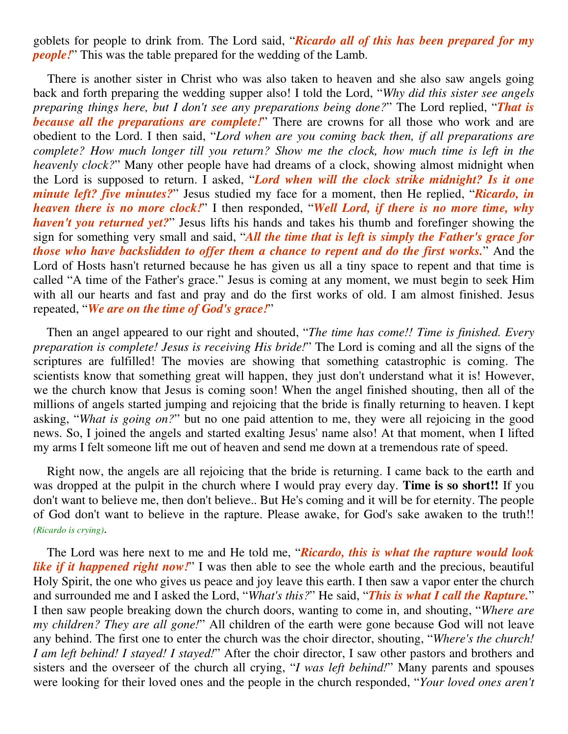goblets for people to drink from. The Lord said, "***Ricardo all of this has been prepared for my people!***" This was the table prepared for the wedding of the Lamb.

There is another sister in Christ who was also taken to heaven and she also saw angels going back and forth preparing the wedding supper also! I told the Lord, "*Why did this sister see angels preparing things here, but I don't see any preparations being done?*" The Lord replied, "***That is because all the preparations are complete!***" There are crowns for all those who work and are obedient to the Lord. I then said, "*Lord when are you coming back then, if all preparations are complete? How much longer till you return? Show me the clock, how much time is left in the heavenly clock?*" Many other people have had dreams of a clock, showing almost midnight when the Lord is supposed to return. I asked, "***Lord when will the clock strike midnight? Is it one minute left? five minutes?***" Jesus studied my face for a moment, then He replied, "***Ricardo, in heaven there is no more clock!***" I then responded, "***Well Lord, if there is no more time, why haven't you returned yet?***" Jesus lifts his hands and takes his thumb and forefinger showing the sign for something very small and said, "***All the time that is left is simply the Father's grace for those who have backslidden to offer them a chance to repent and do the first works.***" And the Lord of Hosts hasn't returned because he has given us all a tiny space to repent and that time is called "A time of the Father's grace." Jesus is coming at any moment, we must begin to seek Him with all our hearts and fast and pray and do the first works of old. I am almost finished. Jesus repeated, "***We are on the time of God's grace!***"

Then an angel appeared to our right and shouted, "*The time has come!! Time is finished. Every preparation is complete! Jesus is receiving His bride!*" The Lord is coming and all the signs of the scriptures are fulfilled! The movies are showing that something catastrophic is coming. The scientists know that something great will happen, they just don't understand what it is! However, we the church know that Jesus is coming soon! When the angel finished shouting, then all of the millions of angels started jumping and rejoicing that the bride is finally returning to heaven. I kept asking, "*What is going on?*" but no one paid attention to me, they were all rejoicing in the good news. So, I joined the angels and started exalting Jesus' name also! At that moment, when I lifted my arms I felt someone lift me out of heaven and send me down at a tremendous rate of speed.

Right now, the angels are all rejoicing that the bride is returning. I came back to the earth and was dropped at the pulpit in the church where I would pray every day. **Time is so short!!** If you don't want to believe me, then don't believe.. But He's coming and it will be for eternity. The people of God don't want to believe in the rapture. Please awake, for God's sake awaken to the truth!! *(Ricardo is crying)*.

The Lord was here next to me and He told me, "***Ricardo, this is what the rapture would look like if it happened right now!***" I was then able to see the whole earth and the precious, beautiful Holy Spirit, the one who gives us peace and joy leave this earth. I then saw a vapor enter the church and surrounded me and I asked the Lord, "*What's this?*" He said, "***This is what I call the Rapture.***" I then saw people breaking down the church doors, wanting to come in, and shouting, "*Where are my children? They are all gone!*" All children of the earth were gone because God will not leave any behind. The first one to enter the church was the choir director, shouting, "*Where's the church! I am left behind! I stayed! I stayed!*" After the choir director, I saw other pastors and brothers and sisters and the overseer of the church all crying, "*I was left behind!*" Many parents and spouses were looking for their loved ones and the people in the church responded, "*Your loved ones aren't*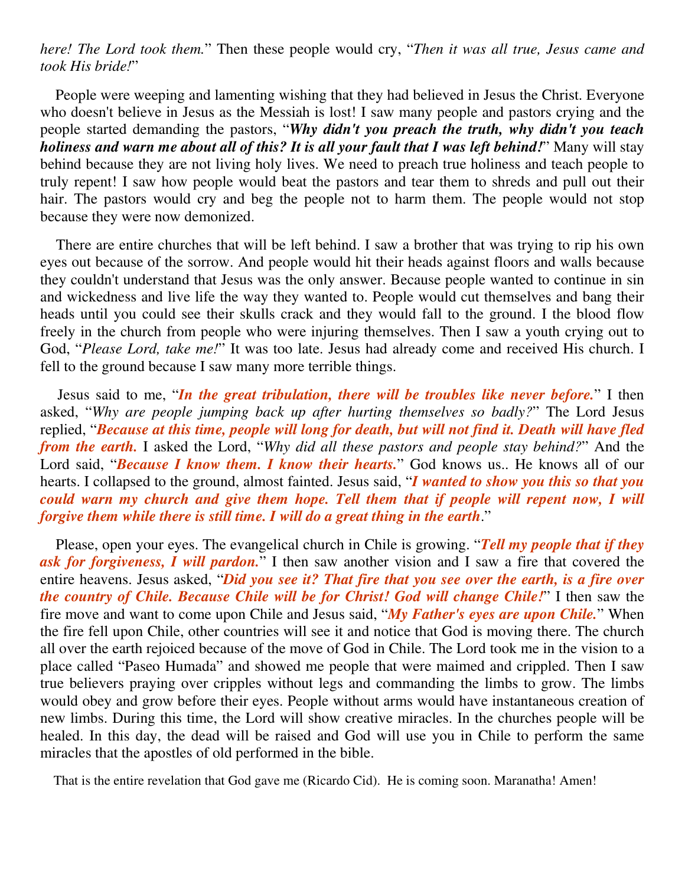*here! The Lord took them.*" Then these people would cry, "*Then it was all true, Jesus came and took His bride!*"

People were weeping and lamenting wishing that they had believed in Jesus the Christ. Everyone who doesn't believe in Jesus as the Messiah is lost! I saw many people and pastors crying and the people started demanding the pastors, "***Why didn't you preach the truth, why didn't you teach holiness and warn me about all of this? It is all your fault that I was left behind!***" Many will stay behind because they are not living holy lives. We need to preach true holiness and teach people to truly repent! I saw how people would beat the pastors and tear them to shreds and pull out their hair. The pastors would cry and beg the people not to harm them. The people would not stop because they were now demonized.

There are entire churches that will be left behind. I saw a brother that was trying to rip his own eyes out because of the sorrow. And people would hit their heads against floors and walls because they couldn't understand that Jesus was the only answer. Because people wanted to continue in sin and wickedness and live life the way they wanted to. People would cut themselves and bang their heads until you could see their skulls crack and they would fall to the ground. I the blood flow freely in the church from people who were injuring themselves. Then I saw a youth crying out to God, "*Please Lord, take me!*" It was too late. Jesus had already come and received His church. I fell to the ground because I saw many more terrible things.

Jesus said to me, "***In the great tribulation, there will be troubles like never before.***" I then asked, "*Why are people jumping back up after hurting themselves so badly?*" The Lord Jesus replied, "***Because at this time, people will long for death, but will not find it. Death will have fled from the earth.*** I asked the Lord, "*Why did all these pastors and people stay behind?*" And the Lord said, "***Because I know them. I know their hearts.***" God knows us.. He knows all of our hearts. I collapsed to the ground, almost fainted. Jesus said, "***I wanted to show you this so that you could warn my church and give them hope. Tell them that if people will repent now, I will forgive them while there is still time. I will do a great thing in the earth***."

Please, open your eyes. The evangelical church in Chile is growing. "***Tell my people that if they ask for forgiveness, I will pardon.***" I then saw another vision and I saw a fire that covered the entire heavens. Jesus asked, "***Did you see it? That fire that you see over the earth, is a fire over the country of Chile. Because Chile will be for Christ! God will change Chile!***" I then saw the fire move and want to come upon Chile and Jesus said, "***My Father's eyes are upon Chile.***" When the fire fell upon Chile, other countries will see it and notice that God is moving there. The church all over the earth rejoiced because of the move of God in Chile. The Lord took me in the vision to a place called "Paseo Humada" and showed me people that were maimed and crippled. Then I saw true believers praying over cripples without legs and commanding the limbs to grow. The limbs would obey and grow before their eyes. People without arms would have instantaneous creation of new limbs. During this time, the Lord will show creative miracles. In the churches people will be healed. In this day, the dead will be raised and God will use you in Chile to perform the same miracles that the apostles of old performed in the bible.

That is the entire revelation that God gave me (Ricardo Cid). He is coming soon. Maranatha! Amen!